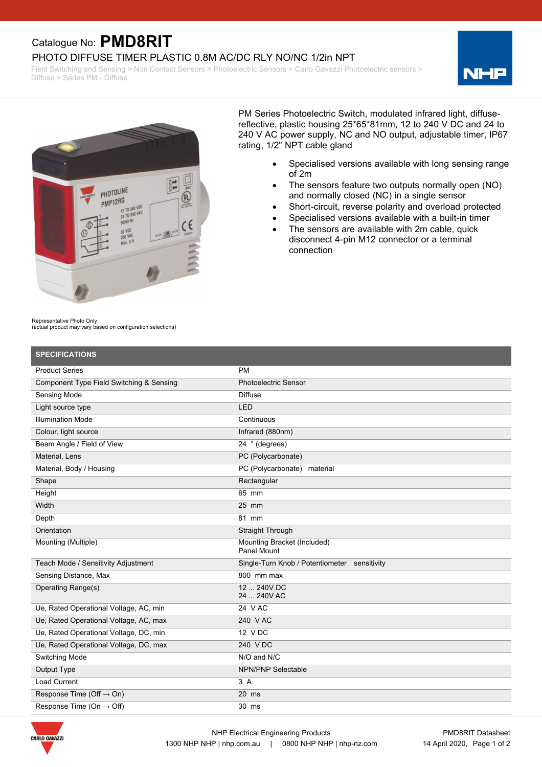Catalogue No: **PMD8RIT**

# PHOTO DIFFUSE TIMER PLASTIC 0.8M AC/DC RLY NO/NC 1/2in NPT

Field Switching and Sensing > Non Contact Sensors > Photoelectric Sensors > Carlo Gavazzi Photoelectric sensors > Diffuse > Series PM - Diffuse

Representative Photo Only
(actual product may vary based on configuration selections)

PM Series Photoelectric Switch, modulated infrared light, diffuse-reflective, plastic housing 25*65*81mm, 12 to 240 V DC and 24 to 240 V AC power supply, NC and NO output, adjustable timer, IP67 rating, 1/2" NPT cable gland

- Specialised versions available with long sensing range of 2m
- The sensors feature two outputs normally open (NO) and normally closed (NC) in a single sensor
- Short-circuit, reverse polarity and overload protected
- Specialised versions available with a built-in timer
- The sensors are available with 2m cable, quick disconnect 4-pin M12 connector or a terminal connection

## SPECIFICATIONS

| | |
|---|---|
| Product Series | PM |
| Component Type Field Switching & Sensing | Photoelectric Sensor |
| Sensing Mode | Diffuse |
| Light source type | LED |
| Illumination Mode | Continuous |
| Colour, light source | Infrared (880nm) |
| Beam Angle / Field of View | 24 ° (degrees) |
| Material, Lens | PC (Polycarbonate) |
| Material, Body / Housing | PC (Polycarbonate) material |
| Shape | Rectangular |
| Height | 65 mm |
| Width | 25 mm |
| Depth | 81 mm |
| Orientation | Straight Through |
| Mounting (Multiple) | Mounting Bracket (Included)<br>Panel Mount |
| Teach Mode / Sensitivity Adjustment | Single-Turn Knob / Potentiometer sensitivity |
| Sensing Distance, Max | 800 mm max |
| Operating Range(s) | 12 ... 240V DC<br>24 ... 240V AC |
| Ue, Rated Operational Voltage, AC, min | 24 V AC |
| Ue, Rated Operational Voltage, AC, max | 240 V AC |
| Ue, Rated Operational Voltage, DC, min | 12 V DC |
| Ue, Rated Operational Voltage, DC, max | 240 V DC |
| Switching Mode | N/O and N/C |
| Output Type | NPN/PNP Selectable |
| Load Current | 3 A |
| Response Time (Off → On) | 20 ms |
| Response Time (On → Off) | 30 ms |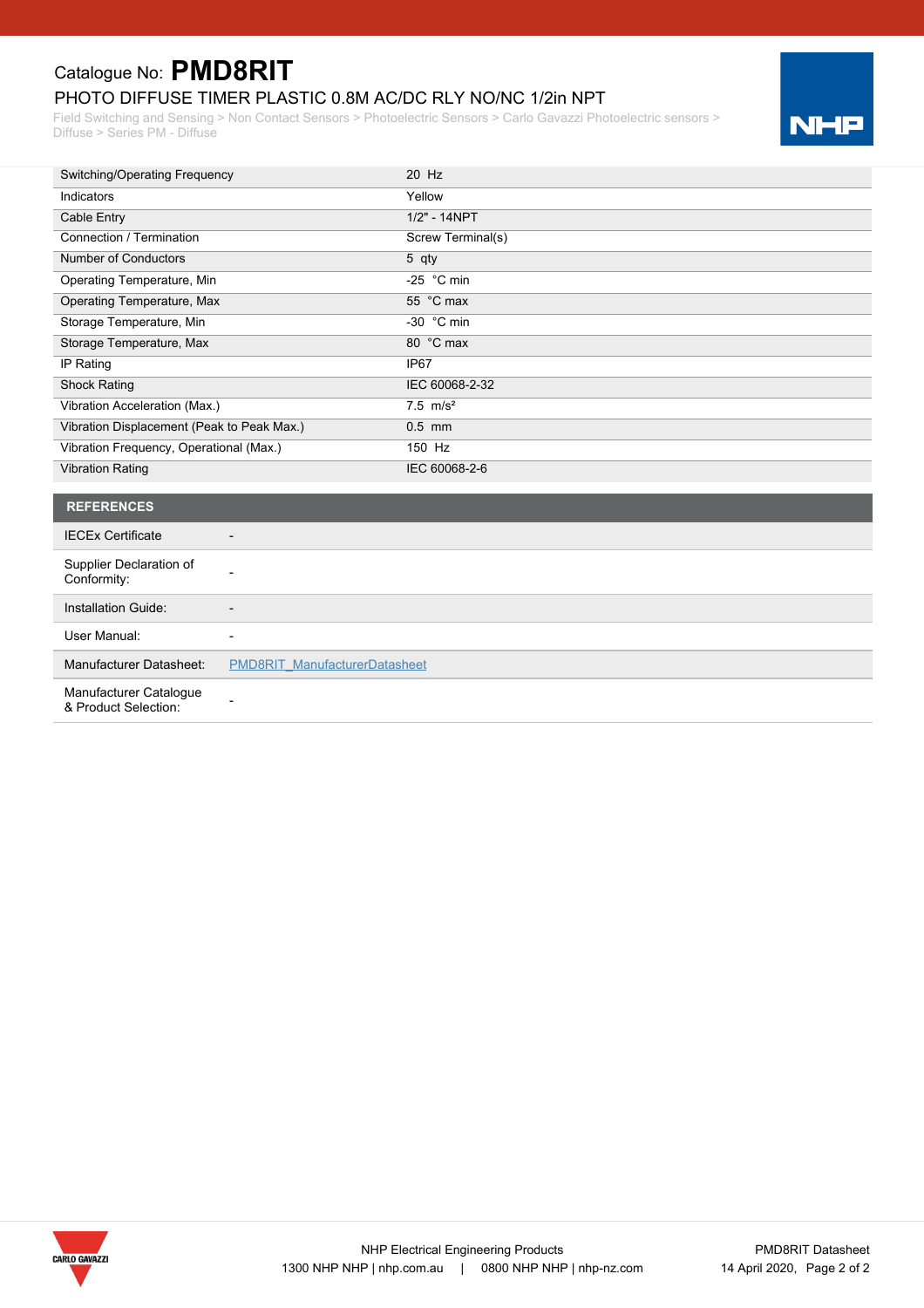Catalogue No: **PMD8RIT**

PHOTO DIFFUSE TIMER PLASTIC 0.8M AC/DC RLY NO/NC 1/2in NPT

Field Switching and Sensing > Non Contact Sensors > Photoelectric Sensors > Carlo Gavazzi Photoelectric sensors > Diffuse > Series PM - Diffuse

| | |
|---|---|
| Switching/Operating Frequency | 20 Hz |
| Indicators | Yellow |
| Cable Entry | 1/2" - 14NPT |
| Connection / Termination | Screw Terminal(s) |
| Number of Conductors | 5 qty |
| Operating Temperature, Min | -25 °C min |
| Operating Temperature, Max | 55 °C max |
| Storage Temperature, Min | -30 °C min |
| Storage Temperature, Max | 80 °C max |
| IP Rating | IP67 |
| Shock Rating | IEC 60068-2-32 |
| Vibration Acceleration (Max.) | 7.5 $m/s^2$ |
| Vibration Displacement (Peak to Peak Max.) | 0.5 mm |
| Vibration Frequency, Operational (Max.) | 150 Hz |
| Vibration Rating | IEC 60068-2-6 |

## REFERENCES

| | |
|---|---|
| IECEx Certificate | - |
| Supplier Declaration of Conformity: | - |
| Installation Guide: | - |
| User Manual: | - |
| Manufacturer Datasheet: | PMD8RIT_ManufacturerDatasheet |
| Manufacturer Catalogue & Product Selection: | - |